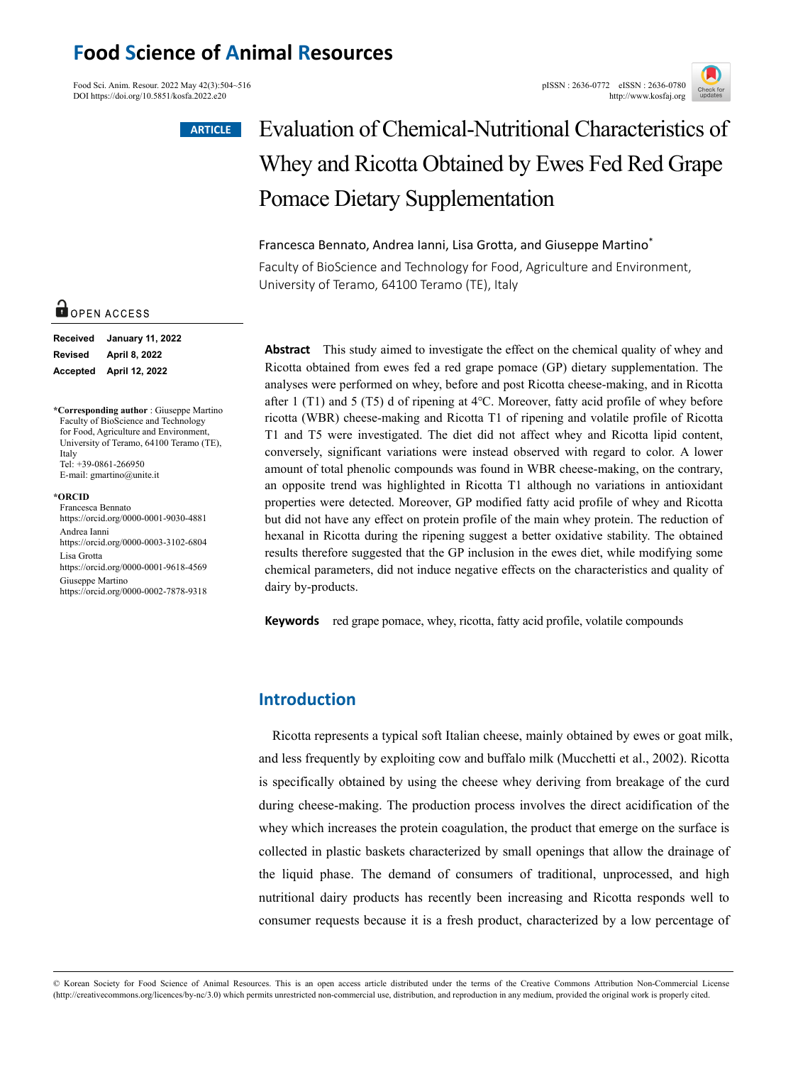# Food Science of Animal Resources

Food Sci. Anim. Resour. 2022 May 42(3):504~516
DOI https://doi.org/10.5851/kosfa.2022.e20

pISSN : 2636-0772 eISSN : 2636-0780
http://www.kosfaj.org

ARTICLE

# Evaluation of Chemical-Nutritional Characteristics of Whey and Ricotta Obtained by Ewes Fed Red Grape Pomace Dietary Supplementation

Francesca Bennato, Andrea Ianni, Lisa Grotta, and Giuseppe Martino*

Faculty of BioScience and Technology for Food, Agriculture and Environment, University of Teramo, 64100 Teramo (TE), Italy

OPEN ACCESS

**Received** January 11, 2022
**Revised** April 8, 2022
**Accepted** April 12, 2022

***Corresponding author** : Giuseppe Martino
Faculty of BioScience and Technology for Food, Agriculture and Environment, University of Teramo, 64100 Teramo (TE), Italy
Tel: +39-0861-266950
E-mail: gmartino@unite.it

***ORCID**
Francesca Bennato
https://orcid.org/0000-0001-9030-4881
Andrea Ianni
https://orcid.org/0000-0003-3102-6804
Lisa Grotta
https://orcid.org/0000-0001-9618-4569
Giuseppe Martino
https://orcid.org/0000-0002-7878-9318

**Abstract** This study aimed to investigate the effect on the chemical quality of whey and Ricotta obtained from ewes fed a red grape pomace (GP) dietary supplementation. The analyses were performed on whey, before and post Ricotta cheese-making, and in Ricotta after 1 (T1) and 5 (T5) d of ripening at 4°C. Moreover, fatty acid profile of whey before ricotta (WBR) cheese-making and Ricotta T1 of ripening and volatile profile of Ricotta T1 and T5 were investigated. The diet did not affect whey and Ricotta lipid content, conversely, significant variations were instead observed with regard to color. A lower amount of total phenolic compounds was found in WBR cheese-making, on the contrary, an opposite trend was highlighted in Ricotta T1 although no variations in antioxidant properties were detected. Moreover, GP modified fatty acid profile of whey and Ricotta but did not have any effect on protein profile of the main whey protein. The reduction of hexanal in Ricotta during the ripening suggest a better oxidative stability. The obtained results therefore suggested that the GP inclusion in the ewes diet, while modifying some chemical parameters, did not induce negative effects on the characteristics and quality of dairy by-products.

**Keywords** red grape pomace, whey, ricotta, fatty acid profile, volatile compounds

## Introduction

Ricotta represents a typical soft Italian cheese, mainly obtained by ewes or goat milk, and less frequently by exploiting cow and buffalo milk (Mucchetti et al., 2002). Ricotta is specifically obtained by using the cheese whey deriving from breakage of the curd during cheese-making. The production process involves the direct acidification of the whey which increases the protein coagulation, the product that emerge on the surface is collected in plastic baskets characterized by small openings that allow the drainage of the liquid phase. The demand of consumers of traditional, unprocessed, and high nutritional dairy products has recently been increasing and Ricotta responds well to consumer requests because it is a fresh product, characterized by a low percentage of

© Korean Society for Food Science of Animal Resources. This is an open access article distributed under the terms of the Creative Commons Attribution Non-Commercial License (http://creativecommons.org/licences/by-nc/3.0) which permits unrestricted non-commercial use, distribution, and reproduction in any medium, provided the original work is properly cited.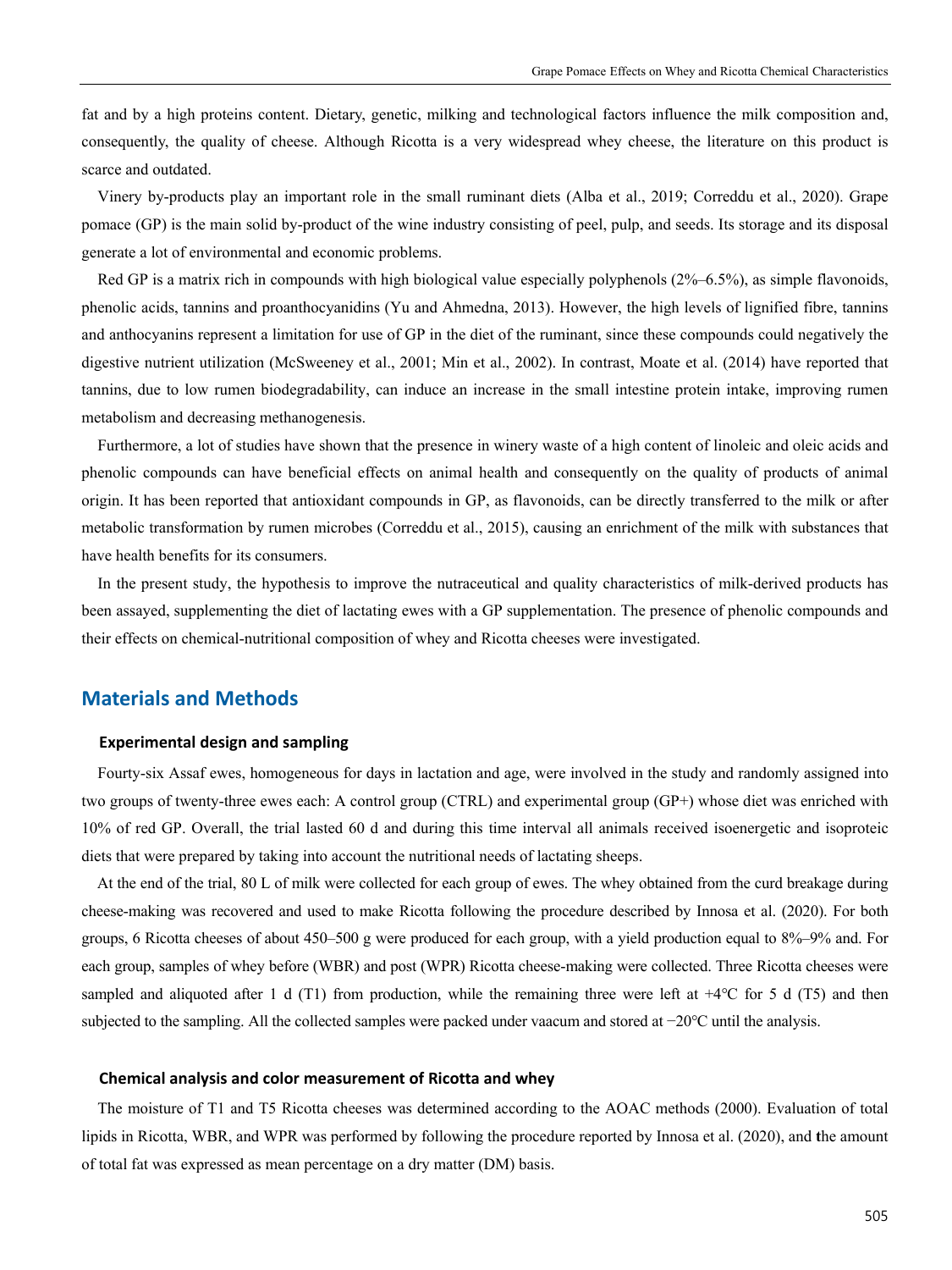fat and by a high proteins content. Dietary, genetic, milking and technological factors influence the milk composition and, consequently, the quality of cheese. Although Ricotta is a very widespread whey cheese, the literature on this product is scarce and outdated.

Vinery by-products play an important role in the small ruminant diets (Alba et al., 2019; Correddu et al., 2020). Grape pomace (GP) is the main solid by-product of the wine industry consisting of peel, pulp, and seeds. Its storage and its disposal generate a lot of environmental and economic problems.

Red GP is a matrix rich in compounds with high biological value especially polyphenols (2%–6.5%), as simple flavonoids, phenolic acids, tannins and proanthocyanidins (Yu and Ahmedna, 2013). However, the high levels of lignified fibre, tannins and anthocyanins represent a limitation for use of GP in the diet of the ruminant, since these compounds could negatively the digestive nutrient utilization (McSweeney et al., 2001; Min et al., 2002). In contrast, Moate et al. (2014) have reported that tannins, due to low rumen biodegradability, can induce an increase in the small intestine protein intake, improving rumen metabolism and decreasing methanogenesis.

Furthermore, a lot of studies have shown that the presence in winery waste of a high content of linoleic and oleic acids and phenolic compounds can have beneficial effects on animal health and consequently on the quality of products of animal origin. It has been reported that antioxidant compounds in GP, as flavonoids, can be directly transferred to the milk or after metabolic transformation by rumen microbes (Correddu et al., 2015), causing an enrichment of the milk with substances that have health benefits for its consumers.

In the present study, the hypothesis to improve the nutraceutical and quality characteristics of milk-derived products has been assayed, supplementing the diet of lactating ewes with a GP supplementation. The presence of phenolic compounds and their effects on chemical-nutritional composition of whey and Ricotta cheeses were investigated.

## Materials and Methods

### Experimental design and sampling

Fourty-six Assaf ewes, homogeneous for days in lactation and age, were involved in the study and randomly assigned into two groups of twenty-three ewes each: A control group (CTRL) and experimental group (GP+) whose diet was enriched with 10% of red GP. Overall, the trial lasted 60 d and during this time interval all animals received isoenergetic and isoproteic diets that were prepared by taking into account the nutritional needs of lactating sheeps.

At the end of the trial, 80 L of milk were collected for each group of ewes. The whey obtained from the curd breakage during cheese-making was recovered and used to make Ricotta following the procedure described by Innosa et al. (2020). For both groups, 6 Ricotta cheeses of about 450–500 g were produced for each group, with a yield production equal to 8%–9% and. For each group, samples of whey before (WBR) and post (WPR) Ricotta cheese-making were collected. Three Ricotta cheeses were sampled and aliquoted after 1 d (T1) from production, while the remaining three were left at +4°C for 5 d (T5) and then subjected to the sampling. All the collected samples were packed under vaacum and stored at −20°C until the analysis.

### Chemical analysis and color measurement of Ricotta and whey

The moisture of T1 and T5 Ricotta cheeses was determined according to the AOAC methods (2000). Evaluation of total lipids in Ricotta, WBR, and WPR was performed by following the procedure reported by Innosa et al. (2020), and the amount of total fat was expressed as mean percentage on a dry matter (DM) basis.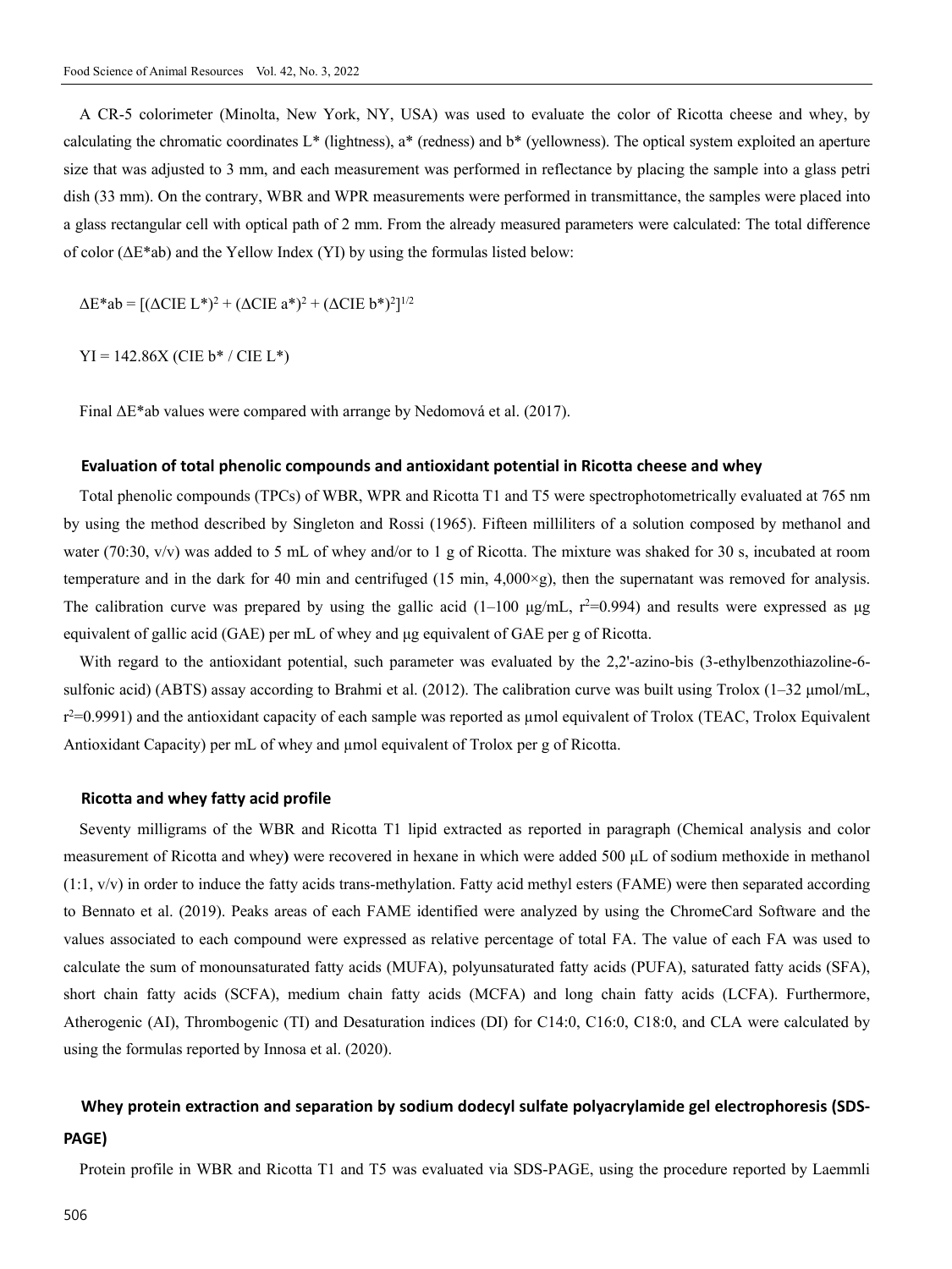A CR-5 colorimeter (Minolta, New York, NY, USA) was used to evaluate the color of Ricotta cheese and whey, by calculating the chromatic coordinates L* (lightness), a* (redness) and b* (yellowness). The optical system exploited an aperture size that was adjusted to 3 mm, and each measurement was performed in reflectance by placing the sample into a glass petri dish (33 mm). On the contrary, WBR and WPR measurements were performed in transmittance, the samples were placed into a glass rectangular cell with optical path of 2 mm. From the already measured parameters were calculated: The total difference of color (ΔE*ab) and the Yellow Index (YI) by using the formulas listed below:

$$\Delta E^*ab = [(\Delta CIE\ L^*)^2 + (\Delta CIE\ a^*)^2 + (\Delta CIE\ b^*)^2]^{1/2}$$

$$YI = 142.86X\ (CIE\ b^* / CIE\ L^*)$$

Final ΔE*ab values were compared with arrange by Nedomová et al. (2017).

### Evaluation of total phenolic compounds and antioxidant potential in Ricotta cheese and whey

Total phenolic compounds (TPCs) of WBR, WPR and Ricotta T1 and T5 were spectrophotometrically evaluated at 765 nm by using the method described by Singleton and Rossi (1965). Fifteen milliliters of a solution composed by methanol and water (70:30, v/v) was added to 5 mL of whey and/or to 1 g of Ricotta. The mixture was shaked for 30 s, incubated at room temperature and in the dark for 40 min and centrifuged (15 min, 4,000×g), then the supernatant was removed for analysis. The calibration curve was prepared by using the gallic acid (1–100 μg/mL, $r^2$=0.994) and results were expressed as μg equivalent of gallic acid (GAE) per mL of whey and μg equivalent of GAE per g of Ricotta.

With regard to the antioxidant potential, such parameter was evaluated by the 2,2'-azino-bis (3-ethylbenzothiazoline-6-sulfonic acid) (ABTS) assay according to Brahmi et al. (2012). The calibration curve was built using Trolox (1–32 μmol/mL, $r^2$=0.9991) and the antioxidant capacity of each sample was reported as μmol equivalent of Trolox (TEAC, Trolox Equivalent Antioxidant Capacity) per mL of whey and μmol equivalent of Trolox per g of Ricotta.

### Ricotta and whey fatty acid profile

Seventy milligrams of the WBR and Ricotta T1 lipid extracted as reported in paragraph (Chemical analysis and color measurement of Ricotta and whey**)** were recovered in hexane in which were added 500 μL of sodium methoxide in methanol (1:1, v/v) in order to induce the fatty acids trans-methylation. Fatty acid methyl esters (FAME) were then separated according to Bennato et al. (2019). Peaks areas of each FAME identified were analyzed by using the ChromeCard Software and the values associated to each compound were expressed as relative percentage of total FA. The value of each FA was used to calculate the sum of monounsaturated fatty acids (MUFA), polyunsaturated fatty acids (PUFA), saturated fatty acids (SFA), short chain fatty acids (SCFA), medium chain fatty acids (MCFA) and long chain fatty acids (LCFA). Furthermore, Atherogenic (AI), Thrombogenic (TI) and Desaturation indices (DI) for C14:0, C16:0, C18:0, and CLA were calculated by using the formulas reported by Innosa et al. (2020).

### Whey protein extraction and separation by sodium dodecyl sulfate polyacrylamide gel electrophoresis (SDS-PAGE)

Protein profile in WBR and Ricotta T1 and T5 was evaluated via SDS-PAGE, using the procedure reported by Laemmli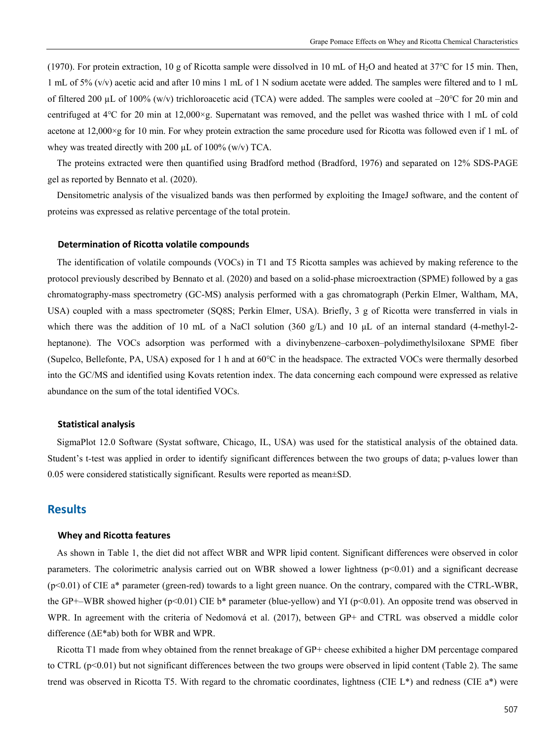(1970). For protein extraction, 10 g of Ricotta sample were dissolved in 10 mL of $H_2O$ and heated at 37°C for 15 min. Then, 1 mL of 5% (v/v) acetic acid and after 10 mins 1 mL of 1 N sodium acetate were added. The samples were filtered and to 1 mL of filtered 200 µL of 100% (w/v) trichloroacetic acid (TCA) were added. The samples were cooled at –20°C for 20 min and centrifuged at 4°C for 20 min at 12,000×g. Supernatant was removed, and the pellet was washed thrice with 1 mL of cold acetone at 12,000×g for 10 min. For whey protein extraction the same procedure used for Ricotta was followed even if 1 mL of whey was treated directly with 200 µL of 100% (w/v) TCA.

The proteins extracted were then quantified using Bradford method (Bradford, 1976) and separated on 12% SDS-PAGE gel as reported by Bennato et al. (2020).

Densitometric analysis of the visualized bands was then performed by exploiting the ImageJ software, and the content of proteins was expressed as relative percentage of the total protein.

### Determination of Ricotta volatile compounds

The identification of volatile compounds (VOCs) in T1 and T5 Ricotta samples was achieved by making reference to the protocol previously described by Bennato et al. (2020) and based on a solid-phase microextraction (SPME) followed by a gas chromatography-mass spectrometry (GC-MS) analysis performed with a gas chromatograph (Perkin Elmer, Waltham, MA, USA) coupled with a mass spectrometer (SQ8S; Perkin Elmer, USA). Briefly, 3 g of Ricotta were transferred in vials in which there was the addition of 10 mL of a NaCl solution (360 g/L) and 10 µL of an internal standard (4-methyl-2-heptanone). The VOCs adsorption was performed with a divinybenzene–carboxen–polydimethylsiloxane SPME fiber (Supelco, Bellefonte, PA, USA) exposed for 1 h and at 60°C in the headspace. The extracted VOCs were thermally desorbed into the GC/MS and identified using Kovats retention index. The data concerning each compound were expressed as relative abundance on the sum of the total identified VOCs.

### Statistical analysis

SigmaPlot 12.0 Software (Systat software, Chicago, IL, USA) was used for the statistical analysis of the obtained data. Student's t-test was applied in order to identify significant differences between the two groups of data; p-values lower than 0.05 were considered statistically significant. Results were reported as mean±SD.

## Results

### Whey and Ricotta features

As shown in Table 1, the diet did not affect WBR and WPR lipid content. Significant differences were observed in color parameters. The colorimetric analysis carried out on WBR showed a lower lightness ($p<0.01$) and a significant decrease ($p<0.01$) of CIE a* parameter (green-red) towards to a light green nuance. On the contrary, compared with the CTRL-WBR, the GP+–WBR showed higher ($p<0.01$) CIE b* parameter (blue-yellow) and YI ($p<0.01$). An opposite trend was observed in WPR. In agreement with the criteria of Nedomová et al. (2017), between GP+ and CTRL was observed a middle color difference ($\Delta E^*ab$) both for WBR and WPR.

Ricotta T1 made from whey obtained from the rennet breakage of GP+ cheese exhibited a higher DM percentage compared to CTRL ($p<0.01$) but not significant differences between the two groups were observed in lipid content (Table 2). The same trend was observed in Ricotta T5. With regard to the chromatic coordinates, lightness (CIE L*) and redness (CIE a*) were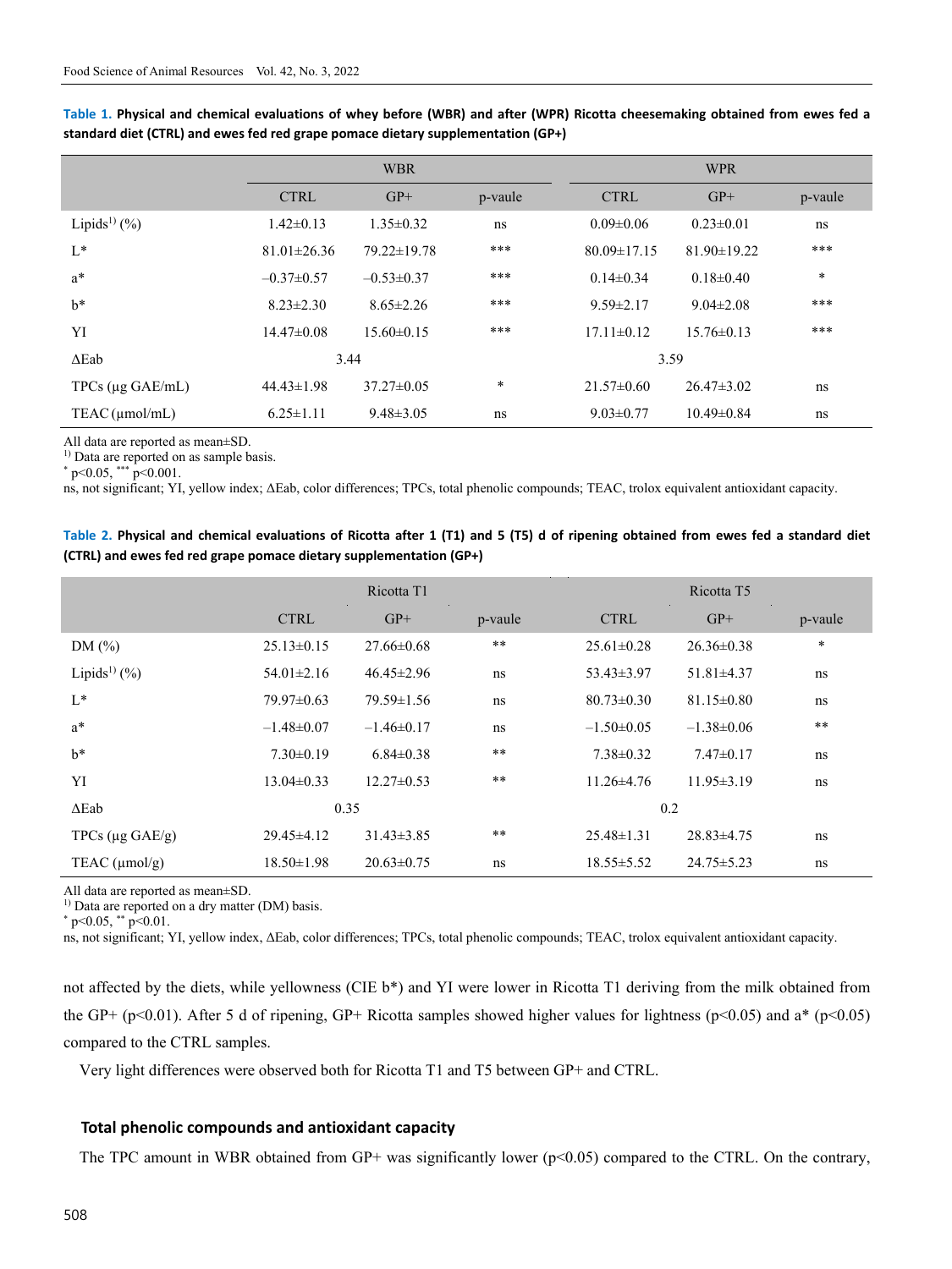**Table 1. Physical and chemical evaluations of whey before (WBR) and after (WPR) Ricotta cheesemaking obtained from ewes fed a standard diet (CTRL) and ewes fed red grape pomace dietary supplementation (GP+)**

| | WBR | | | WPR | | |
|---|---|---|---|---|---|---|
| | CTRL | GP+ | p-vaule | CTRL | GP+ | p-vaule |
| Lipids[1)] (%) | 1.42±0.13 | 1.35±0.32 | ns | 0.09±0.06 | 0.23±0.01 | ns |
| L* | 81.01±26.36 | 79.22±19.78 | *** | 80.09±17.15 | 81.90±19.22 | *** |
| a* | –0.37±0.57 | –0.53±0.37 | *** | 0.14±0.34 | 0.18±0.40 | * |
| b* | 8.23±2.30 | 8.65±2.26 | *** | 9.59±2.17 | 9.04±2.08 | *** |
| YI | 14.47±0.08 | 15.60±0.15 | *** | 17.11±0.12 | 15.76±0.13 | *** |
| ΔEab | 3.44 | | | 3.59 | | |
| TPCs (μg GAE/mL) | 44.43±1.98 | 37.27±0.05 | * | 21.57±0.60 | 26.47±3.02 | ns |
| TEAC (μmol/mL) | 6.25±1.11 | 9.48±3.05 | ns | 9.03±0.77 | 10.49±0.84 | ns |

All data are reported as mean±SD.

[1)] Data are reported on as sample basis.

\* $p<0.05$, *** $p<0.001$.

ns, not significant; YI, yellow index; ΔEab, color differences; TPCs, total phenolic compounds; TEAC, trolox equivalent antioxidant capacity.

**Table 2. Physical and chemical evaluations of Ricotta after 1 (T1) and 5 (T5) d of ripening obtained from ewes fed a standard diet (CTRL) and ewes fed red grape pomace dietary supplementation (GP+)**

| | Ricotta T1 | | | Ricotta T5 | | |
|---|---|---|---|---|---|---|
| | CTRL | GP+ | p-vaule | CTRL | GP+ | p-vaule |
| DM (%) | 25.13±0.15 | 27.66±0.68 | ** | 25.61±0.28 | 26.36±0.38 | * |
| Lipids[1)] (%) | 54.01±2.16 | 46.45±2.96 | ns | 53.43±3.97 | 51.81±4.37 | ns |
| L* | 79.97±0.63 | 79.59±1.56 | ns | 80.73±0.30 | 81.15±0.80 | ns |
| a* | –1.48±0.07 | –1.46±0.17 | ns | –1.50±0.05 | –1.38±0.06 | ** |
| b* | 7.30±0.19 | 6.84±0.38 | ** | 7.38±0.32 | 7.47±0.17 | ns |
| YI | 13.04±0.33 | 12.27±0.53 | ** | 11.26±4.76 | 11.95±3.19 | ns |
| ΔEab | 0.35 | | | 0.2 | | |
| TPCs (μg GAE/g) | 29.45±4.12 | 31.43±3.85 | ** | 25.48±1.31 | 28.83±4.75 | ns |
| TEAC (μmol/g) | 18.50±1.98 | 20.63±0.75 | ns | 18.55±5.52 | 24.75±5.23 | ns |

All data are reported as mean±SD.

[1)] Data are reported on a dry matter (DM) basis.

\* $p<0.05$, ** $p<0.01$.

ns, not significant; YI, yellow index, ΔEab, color differences; TPCs, total phenolic compounds; TEAC, trolox equivalent antioxidant capacity.

not affected by the diets, while yellowness (CIE b*) and YI were lower in Ricotta T1 deriving from the milk obtained from the GP+ ($p<0.01$). After 5 d of ripening, GP+ Ricotta samples showed higher values for lightness ($p<0.05$) and a* ($p<0.05$) compared to the CTRL samples.

Very light differences were observed both for Ricotta T1 and T5 between GP+ and CTRL.

### Total phenolic compounds and antioxidant capacity

The TPC amount in WBR obtained from GP+ was significantly lower ($p<0.05$) compared to the CTRL. On the contrary,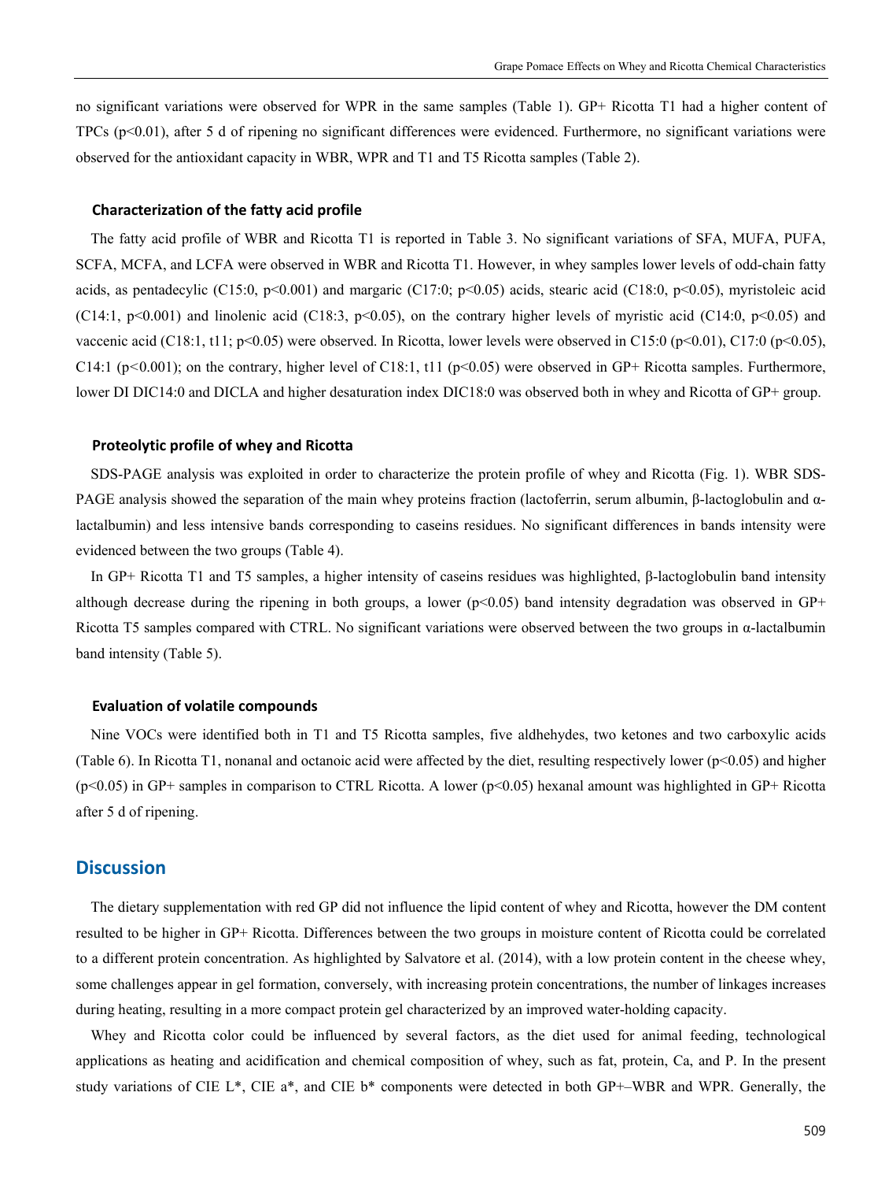no significant variations were observed for WPR in the same samples (Table 1). GP+ Ricotta T1 had a higher content of TPCs ($p<0.01$), after 5 d of ripening no significant differences were evidenced. Furthermore, no significant variations were observed for the antioxidant capacity in WBR, WPR and T1 and T5 Ricotta samples (Table 2).

### Characterization of the fatty acid profile

The fatty acid profile of WBR and Ricotta T1 is reported in Table 3. No significant variations of SFA, MUFA, PUFA, SCFA, MCFA, and LCFA were observed in WBR and Ricotta T1. However, in whey samples lower levels of odd-chain fatty acids, as pentadecylic (C15:0, $p<0.001$) and margaric (C17:0; $p<0.05$) acids, stearic acid (C18:0, $p<0.05$), myristoleic acid (C14:1, $p<0.001$) and linolenic acid (C18:3, $p<0.05$), on the contrary higher levels of myristic acid (C14:0, $p<0.05$) and vaccenic acid (C18:1, t11; $p<0.05$) were observed. In Ricotta, lower levels were observed in C15:0 ($p<0.01$), C17:0 ($p<0.05$), C14:1 ($p<0.001$); on the contrary, higher level of C18:1, t11 ($p<0.05$) were observed in GP+ Ricotta samples. Furthermore, lower DI DIC14:0 and DICLA and higher desaturation index DIC18:0 was observed both in whey and Ricotta of GP+ group.

### Proteolytic profile of whey and Ricotta

SDS-PAGE analysis was exploited in order to characterize the protein profile of whey and Ricotta (Fig. 1). WBR SDS-PAGE analysis showed the separation of the main whey proteins fraction (lactoferrin, serum albumin, β-lactoglobulin and α-lactalbumin) and less intensive bands corresponding to caseins residues. No significant differences in bands intensity were evidenced between the two groups (Table 4).

In GP+ Ricotta T1 and T5 samples, a higher intensity of caseins residues was highlighted, β-lactoglobulin band intensity although decrease during the ripening in both groups, a lower ($p<0.05$) band intensity degradation was observed in GP+ Ricotta T5 samples compared with CTRL. No significant variations were observed between the two groups in α-lactalbumin band intensity (Table 5).

### Evaluation of volatile compounds

Nine VOCs were identified both in T1 and T5 Ricotta samples, five aldhehydes, two ketones and two carboxylic acids (Table 6). In Ricotta T1, nonanal and octanoic acid were affected by the diet, resulting respectively lower ($p<0.05$) and higher ($p<0.05$) in GP+ samples in comparison to CTRL Ricotta. A lower ($p<0.05$) hexanal amount was highlighted in GP+ Ricotta after 5 d of ripening.

## Discussion

The dietary supplementation with red GP did not influence the lipid content of whey and Ricotta, however the DM content resulted to be higher in GP+ Ricotta. Differences between the two groups in moisture content of Ricotta could be correlated to a different protein concentration. As highlighted by Salvatore et al. (2014), with a low protein content in the cheese whey, some challenges appear in gel formation, conversely, with increasing protein concentrations, the number of linkages increases during heating, resulting in a more compact protein gel characterized by an improved water-holding capacity.

Whey and Ricotta color could be influenced by several factors, as the diet used for animal feeding, technological applications as heating and acidification and chemical composition of whey, such as fat, protein, Ca, and P. In the present study variations of CIE L*, CIE a*, and CIE b* components were detected in both GP+–WBR and WPR. Generally, the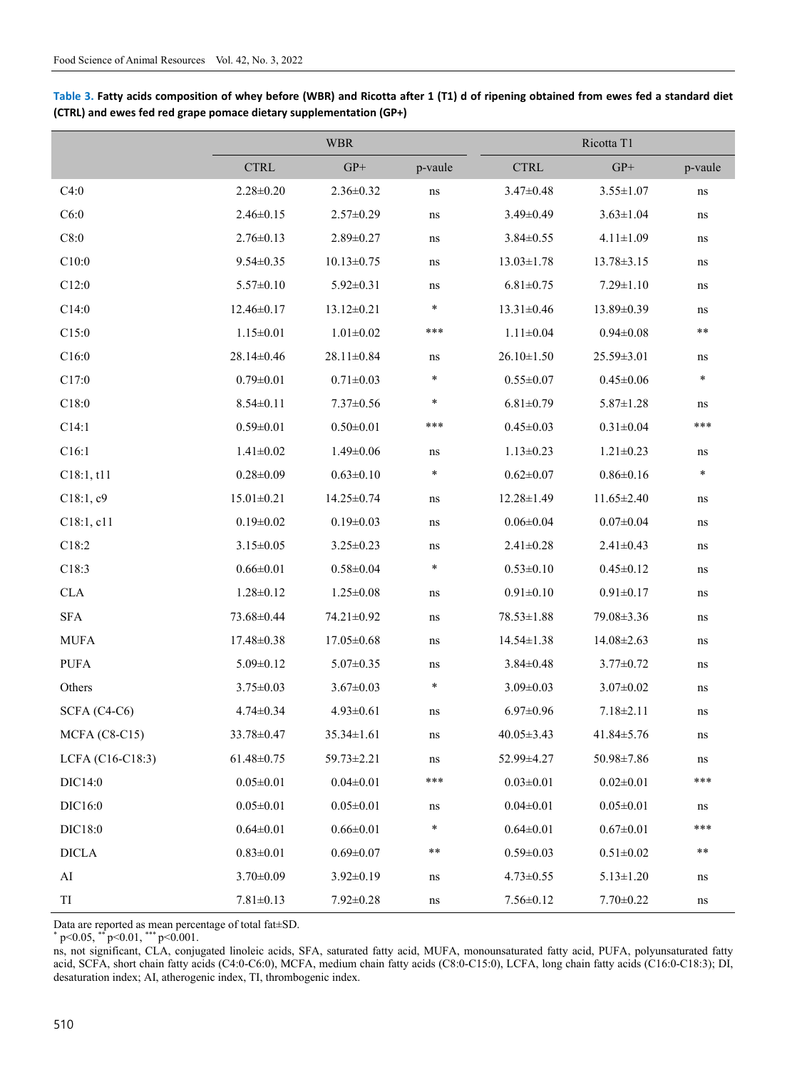**Table 3. Fatty acids composition of whey before (WBR) and Ricotta after 1 (T1) d of ripening obtained from ewes fed a standard diet (CTRL) and ewes fed red grape pomace dietary supplementation (GP+)**

| | WBR | | | Ricotta T1 | | |
|---|---|---|---|---|---|---|
| | CTRL | GP+ | p-vaule | CTRL | GP+ | p-vaule |
| C4:0 | 2.28±0.20 | 2.36±0.32 | ns | 3.47±0.48 | 3.55±1.07 | ns |
| C6:0 | 2.46±0.15 | 2.57±0.29 | ns | 3.49±0.49 | 3.63±1.04 | ns |
| C8:0 | 2.76±0.13 | 2.89±0.27 | ns | 3.84±0.55 | 4.11±1.09 | ns |
| C10:0 | 9.54±0.35 | 10.13±0.75 | ns | 13.03±1.78 | 13.78±3.15 | ns |
| C12:0 | 5.57±0.10 | 5.92±0.31 | ns | 6.81±0.75 | 7.29±1.10 | ns |
| C14:0 | 12.46±0.17 | 13.12±0.21 | * | 13.31±0.46 | 13.89±0.39 | ns |
| C15:0 | 1.15±0.01 | 1.01±0.02 | *** | 1.11±0.04 | 0.94±0.08 | ** |
| C16:0 | 28.14±0.46 | 28.11±0.84 | ns | 26.10±1.50 | 25.59±3.01 | ns |
| C17:0 | 0.79±0.01 | 0.71±0.03 | * | 0.55±0.07 | 0.45±0.06 | * |
| C18:0 | 8.54±0.11 | 7.37±0.56 | * | 6.81±0.79 | 5.87±1.28 | ns |
| C14:1 | 0.59±0.01 | 0.50±0.01 | *** | 0.45±0.03 | 0.31±0.04 | *** |
| C16:1 | 1.41±0.02 | 1.49±0.06 | ns | 1.13±0.23 | 1.21±0.23 | ns |
| C18:1, t11 | 0.28±0.09 | 0.63±0.10 | * | 0.62±0.07 | 0.86±0.16 | * |
| C18:1, c9 | 15.01±0.21 | 14.25±0.74 | ns | 12.28±1.49 | 11.65±2.40 | ns |
| C18:1, c11 | 0.19±0.02 | 0.19±0.03 | ns | 0.06±0.04 | 0.07±0.04 | ns |
| C18:2 | 3.15±0.05 | 3.25±0.23 | ns | 2.41±0.28 | 2.41±0.43 | ns |
| C18:3 | 0.66±0.01 | 0.58±0.04 | * | 0.53±0.10 | 0.45±0.12 | ns |
| CLA | 1.28±0.12 | 1.25±0.08 | ns | 0.91±0.10 | 0.91±0.17 | ns |
| SFA | 73.68±0.44 | 74.21±0.92 | ns | 78.53±1.88 | 79.08±3.36 | ns |
| MUFA | 17.48±0.38 | 17.05±0.68 | ns | 14.54±1.38 | 14.08±2.63 | ns |
| PUFA | 5.09±0.12 | 5.07±0.35 | ns | 3.84±0.48 | 3.77±0.72 | ns |
| Others | 3.75±0.03 | 3.67±0.03 | * | 3.09±0.03 | 3.07±0.02 | ns |
| SCFA (C4-C6) | 4.74±0.34 | 4.93±0.61 | ns | 6.97±0.96 | 7.18±2.11 | ns |
| MCFA (C8-C15) | 33.78±0.47 | 35.34±1.61 | ns | 40.05±3.43 | 41.84±5.76 | ns |
| LCFA (C16-C18:3) | 61.48±0.75 | 59.73±2.21 | ns | 52.99±4.27 | 50.98±7.86 | ns |
| DIC14:0 | 0.05±0.01 | 0.04±0.01 | *** | 0.03±0.01 | 0.02±0.01 | *** |
| DIC16:0 | 0.05±0.01 | 0.05±0.01 | ns | 0.04±0.01 | 0.05±0.01 | ns |
| DIC18:0 | 0.64±0.01 | 0.66±0.01 | * | 0.64±0.01 | 0.67±0.01 | *** |
| DICLA | 0.83±0.01 | 0.69±0.07 | ** | 0.59±0.03 | 0.51±0.02 | ** |
| AI | 3.70±0.09 | 3.92±0.19 | ns | 4.73±0.55 | 5.13±1.20 | ns |
| TI | 7.81±0.13 | 7.92±0.28 | ns | 7.56±0.12 | 7.70±0.22 | ns |

Data are reported as mean percentage of total fat±SD.

\* $p<0.05$, ** $p<0.01$, *** $p<0.001$.

ns, not significant, CLA, conjugated linoleic acids, SFA, saturated fatty acid, MUFA, monounsaturated fatty acid, PUFA, polyunsaturated fatty acid, SCFA, short chain fatty acids (C4:0-C6:0), MCFA, medium chain fatty acids (C8:0-C15:0), LCFA, long chain fatty acids (C16:0-C18:3); DI, desaturation index; AI, atherogenic index, TI, thrombogenic index.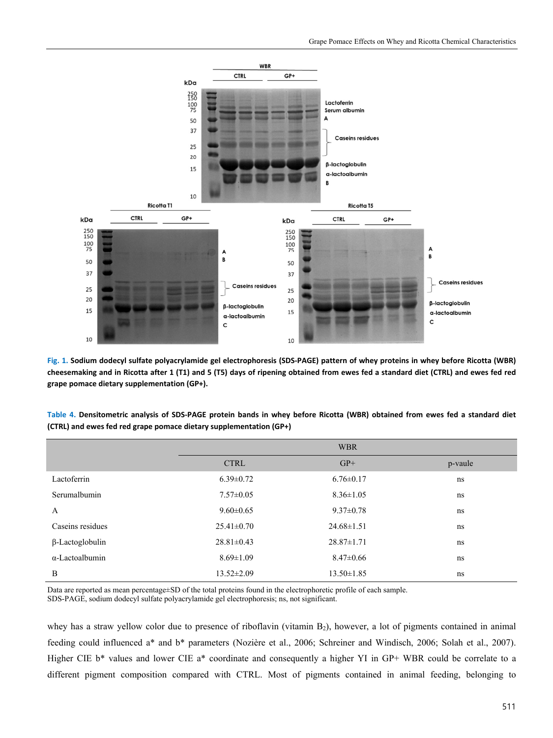**Fig. 1.** **Sodium dodecyl sulfate polyacrylamide gel electrophoresis (SDS-PAGE) pattern of whey proteins in whey before Ricotta (WBR) cheesemaking and in Ricotta after 1 (T1) and 5 (T5) days of ripening obtained from ewes fed a standard diet (CTRL) and ewes fed red grape pomace dietary supplementation (GP+).**

**Table 4.** **Densitometric analysis of SDS-PAGE protein bands in whey before Ricotta (WBR) obtained from ewes fed a standard diet (CTRL) and ewes fed red grape pomace dietary supplementation (GP+)**

| | WBR | | |
|---|---|---|---|
| | CTRL | GP+ | p-vaule |
| Lactoferrin | 6.39±0.72 | 6.76±0.17 | ns |
| Serumalbumin | 7.57±0.05 | 8.36±1.05 | ns |
| A | 9.60±0.65 | 9.37±0.78 | ns |
| Caseins residues | 25.41±0.70 | 24.68±1.51 | ns |
| β-Lactoglobulin | 28.81±0.43 | 28.87±1.71 | ns |
| α-Lactoalbumin | 8.69±1.09 | 8.47±0.66 | ns |
| B | 13.52±2.09 | 13.50±1.85 | ns |

Data are reported as mean percentage±SD of the total proteins found in the electrophoretic profile of each sample.
SDS-PAGE, sodium dodecyl sulfate polyacrylamide gel electrophoresis; ns, not significant.

whey has a straw yellow color due to presence of riboflavin (vitamin $B_2$), however, a lot of pigments contained in animal feeding could influenced a* and b* parameters (Nozière et al., 2006; Schreiner and Windisch, 2006; Solah et al., 2007). Higher CIE b* values and lower CIE a* coordinate and consequently a higher YI in GP+ WBR could be correlate to a different pigment composition compared with CTRL. Most of pigments contained in animal feeding, belonging to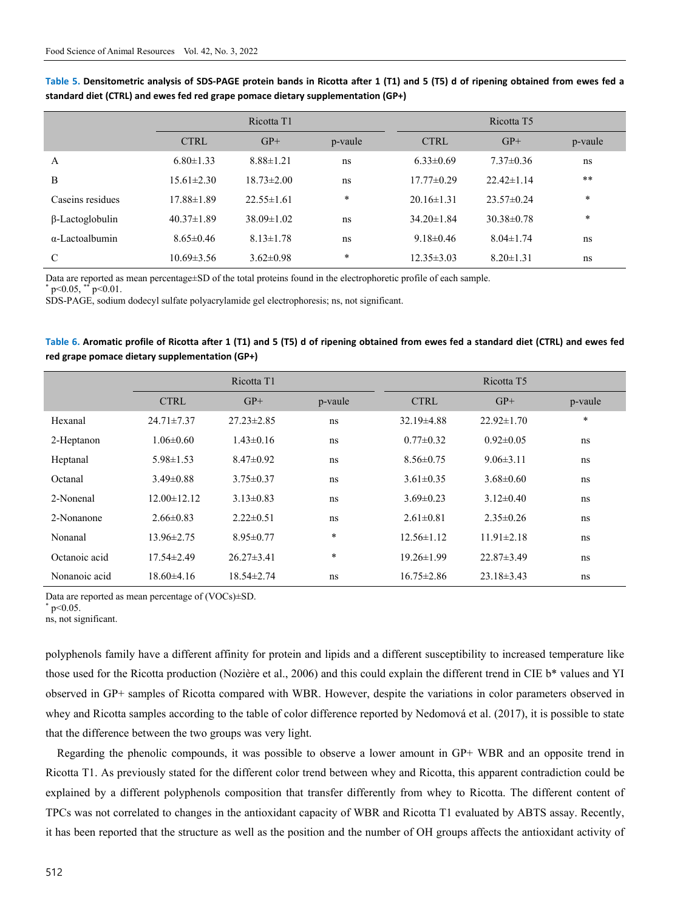**Table 5. Densitometric analysis of SDS-PAGE protein bands in Ricotta after 1 (T1) and 5 (T5) d of ripening obtained from ewes fed a standard diet (CTRL) and ewes fed red grape pomace dietary supplementation (GP+)**

| | Ricotta T1 | | | Ricotta T5 | | |
|---|---|---|---|---|---|---|
| | CTRL | GP+ | p-vaule | CTRL | GP+ | p-vaule |
| A | 6.80±1.33 | 8.88±1.21 | ns | 6.33±0.69 | 7.37±0.36 | ns |
| B | 15.61±2.30 | 18.73±2.00 | ns | 17.77±0.29 | 22.42±1.14 | ** |
| Caseins residues | 17.88±1.89 | 22.55±1.61 | * | 20.16±1.31 | 23.57±0.24 | * |
| β-Lactoglobulin | 40.37±1.89 | 38.09±1.02 | ns | 34.20±1.84 | 30.38±0.78 | * |
| α-Lactoalbumin | 8.65±0.46 | 8.13±1.78 | ns | 9.18±0.46 | 8.04±1.74 | ns |
| C | 10.69±3.56 | 3.62±0.98 | * | 12.35±3.03 | 8.20±1.31 | ns |

Data are reported as mean percentage±SD of the total proteins found in the electrophoretic profile of each sample.
* $p<0.05$, ** $p<0.01$.
SDS-PAGE, sodium dodecyl sulfate polyacrylamide gel electrophoresis; ns, not significant.

**Table 6. Aromatic profile of Ricotta after 1 (T1) and 5 (T5) d of ripening obtained from ewes fed a standard diet (CTRL) and ewes fed red grape pomace dietary supplementation (GP+)**

| | Ricotta T1 | | | Ricotta T5 | | |
|---|---|---|---|---|---|---|
| | CTRL | GP+ | p-vaule | CTRL | GP+ | p-vaule |
| Hexanal | 24.71±7.37 | 27.23±2.85 | ns | 32.19±4.88 | 22.92±1.70 | * |
| 2-Heptanon | 1.06±0.60 | 1.43±0.16 | ns | 0.77±0.32 | 0.92±0.05 | ns |
| Heptanal | 5.98±1.53 | 8.47±0.92 | ns | 8.56±0.75 | 9.06±3.11 | ns |
| Octanal | 3.49±0.88 | 3.75±0.37 | ns | 3.61±0.35 | 3.68±0.60 | ns |
| 2-Nonenal | 12.00±12.12 | 3.13±0.83 | ns | 3.69±0.23 | 3.12±0.40 | ns |
| 2-Nonanone | 2.66±0.83 | 2.22±0.51 | ns | 2.61±0.81 | 2.35±0.26 | ns |
| Nonanal | 13.96±2.75 | 8.95±0.77 | * | 12.56±1.12 | 11.91±2.18 | ns |
| Octanoic acid | 17.54±2.49 | 26.27±3.41 | * | 19.26±1.99 | 22.87±3.49 | ns |
| Nonanoic acid | 18.60±4.16 | 18.54±2.74 | ns | 16.75±2.86 | 23.18±3.43 | ns |

Data are reported as mean percentage of (VOCs)±SD.
* $p<0.05$.
ns, not significant.

polyphenols family have a different affinity for protein and lipids and a different susceptibility to increased temperature like those used for the Ricotta production (Nozière et al., 2006) and this could explain the different trend in CIE b* values and YI observed in GP+ samples of Ricotta compared with WBR. However, despite the variations in color parameters observed in whey and Ricotta samples according to the table of color difference reported by Nedomová et al. (2017), it is possible to state that the difference between the two groups was very light.

Regarding the phenolic compounds, it was possible to observe a lower amount in GP+ WBR and an opposite trend in Ricotta T1. As previously stated for the different color trend between whey and Ricotta, this apparent contradiction could be explained by a different polyphenols composition that transfer differently from whey to Ricotta. The different content of TPCs was not correlated to changes in the antioxidant capacity of WBR and Ricotta T1 evaluated by ABTS assay. Recently, it has been reported that the structure as well as the position and the number of OH groups affects the antioxidant activity of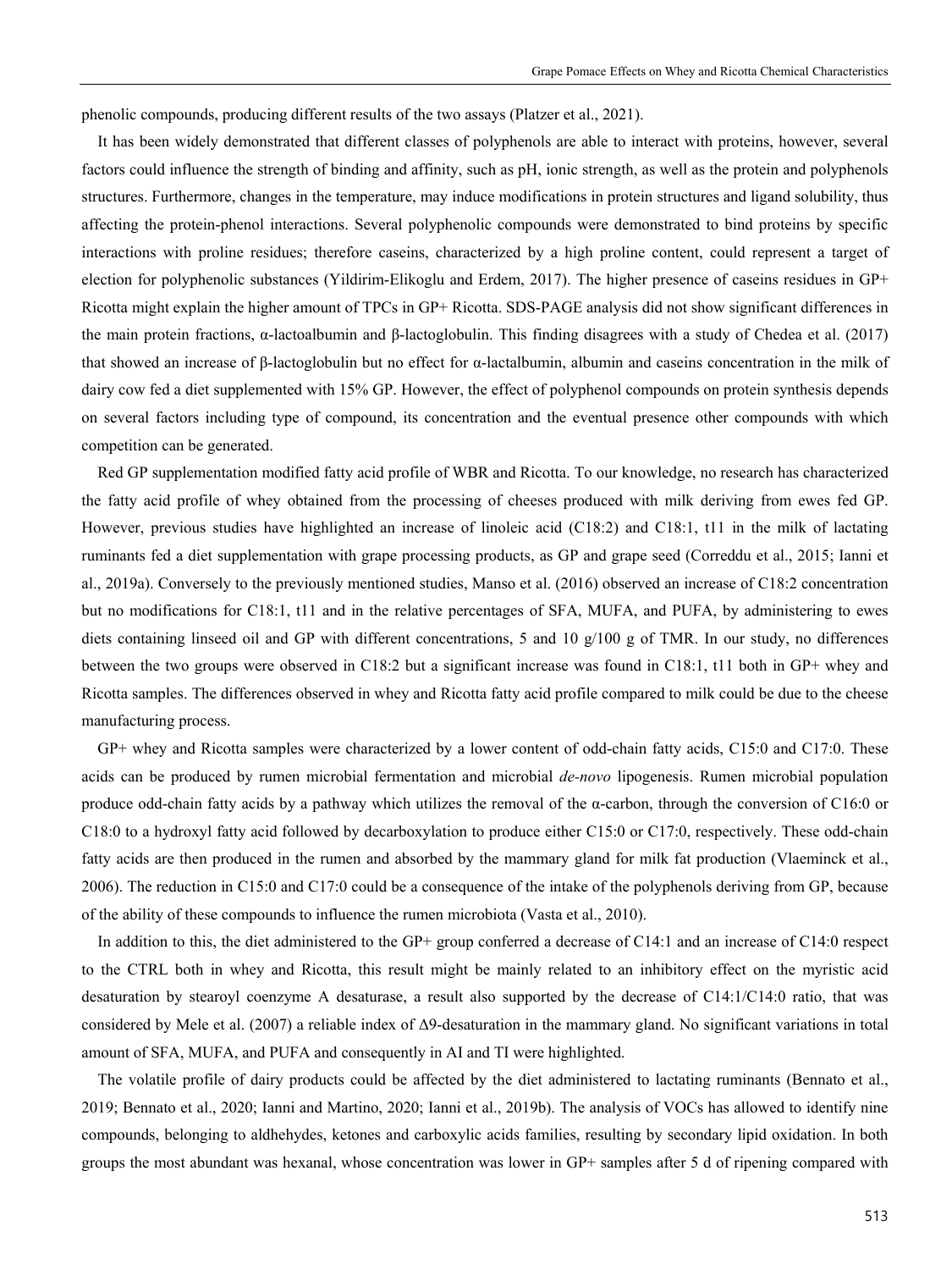phenolic compounds, producing different results of the two assays (Platzer et al., 2021).

It has been widely demonstrated that different classes of polyphenols are able to interact with proteins, however, several factors could influence the strength of binding and affinity, such as pH, ionic strength, as well as the protein and polyphenols structures. Furthermore, changes in the temperature, may induce modifications in protein structures and ligand solubility, thus affecting the protein-phenol interactions. Several polyphenolic compounds were demonstrated to bind proteins by specific interactions with proline residues; therefore caseins, characterized by a high proline content, could represent a target of election for polyphenolic substances (Yildirim-Elikoglu and Erdem, 2017). The higher presence of caseins residues in GP+ Ricotta might explain the higher amount of TPCs in GP+ Ricotta. SDS-PAGE analysis did not show significant differences in the main protein fractions, α-lactoalbumin and β-lactoglobulin. This finding disagrees with a study of Chedea et al. (2017) that showed an increase of β-lactoglobulin but no effect for α-lactalbumin, albumin and caseins concentration in the milk of dairy cow fed a diet supplemented with 15% GP. However, the effect of polyphenol compounds on protein synthesis depends on several factors including type of compound, its concentration and the eventual presence other compounds with which competition can be generated.

Red GP supplementation modified fatty acid profile of WBR and Ricotta. To our knowledge, no research has characterized the fatty acid profile of whey obtained from the processing of cheeses produced with milk deriving from ewes fed GP. However, previous studies have highlighted an increase of linoleic acid (C18:2) and C18:1, t11 in the milk of lactating ruminants fed a diet supplementation with grape processing products, as GP and grape seed (Correddu et al., 2015; Ianni et al., 2019a). Conversely to the previously mentioned studies, Manso et al. (2016) observed an increase of C18:2 concentration but no modifications for C18:1, t11 and in the relative percentages of SFA, MUFA, and PUFA, by administering to ewes diets containing linseed oil and GP with different concentrations, 5 and 10 g/100 g of TMR. In our study, no differences between the two groups were observed in C18:2 but a significant increase was found in C18:1, t11 both in GP+ whey and Ricotta samples. The differences observed in whey and Ricotta fatty acid profile compared to milk could be due to the cheese manufacturing process.

GP+ whey and Ricotta samples were characterized by a lower content of odd-chain fatty acids, C15:0 and C17:0. These acids can be produced by rumen microbial fermentation and microbial *de-novo* lipogenesis. Rumen microbial population produce odd-chain fatty acids by a pathway which utilizes the removal of the α-carbon, through the conversion of C16:0 or C18:0 to a hydroxyl fatty acid followed by decarboxylation to produce either C15:0 or C17:0, respectively. These odd-chain fatty acids are then produced in the rumen and absorbed by the mammary gland for milk fat production (Vlaeminck et al., 2006). The reduction in C15:0 and C17:0 could be a consequence of the intake of the polyphenols deriving from GP, because of the ability of these compounds to influence the rumen microbiota (Vasta et al., 2010).

In addition to this, the diet administered to the GP+ group conferred a decrease of C14:1 and an increase of C14:0 respect to the CTRL both in whey and Ricotta, this result might be mainly related to an inhibitory effect on the myristic acid desaturation by stearoyl coenzyme A desaturase, a result also supported by the decrease of C14:1/C14:0 ratio, that was considered by Mele et al. (2007) a reliable index of Δ9-desaturation in the mammary gland. No significant variations in total amount of SFA, MUFA, and PUFA and consequently in AI and TI were highlighted.

The volatile profile of dairy products could be affected by the diet administered to lactating ruminants (Bennato et al., 2019; Bennato et al., 2020; Ianni and Martino, 2020; Ianni et al., 2019b). The analysis of VOCs has allowed to identify nine compounds, belonging to aldhehydes, ketones and carboxylic acids families, resulting by secondary lipid oxidation. In both groups the most abundant was hexanal, whose concentration was lower in GP+ samples after 5 d of ripening compared with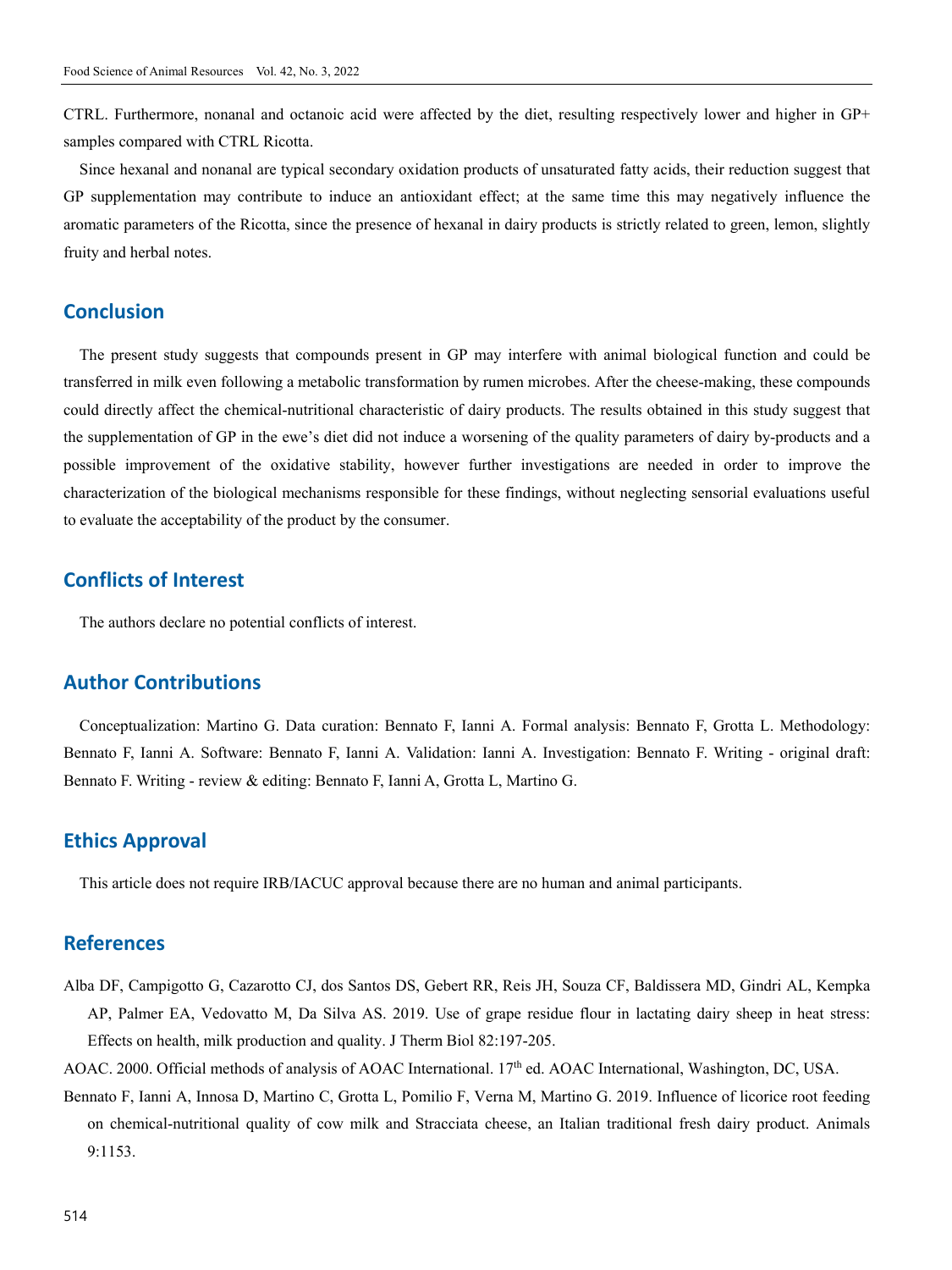CTRL. Furthermore, nonanal and octanoic acid were affected by the diet, resulting respectively lower and higher in GP+ samples compared with CTRL Ricotta.

Since hexanal and nonanal are typical secondary oxidation products of unsaturated fatty acids, their reduction suggest that GP supplementation may contribute to induce an antioxidant effect; at the same time this may negatively influence the aromatic parameters of the Ricotta, since the presence of hexanal in dairy products is strictly related to green, lemon, slightly fruity and herbal notes.

## Conclusion

The present study suggests that compounds present in GP may interfere with animal biological function and could be transferred in milk even following a metabolic transformation by rumen microbes. After the cheese-making, these compounds could directly affect the chemical-nutritional characteristic of dairy products. The results obtained in this study suggest that the supplementation of GP in the ewe's diet did not induce a worsening of the quality parameters of dairy by-products and a possible improvement of the oxidative stability, however further investigations are needed in order to improve the characterization of the biological mechanisms responsible for these findings, without neglecting sensorial evaluations useful to evaluate the acceptability of the product by the consumer.

## Conflicts of Interest

The authors declare no potential conflicts of interest.

## Author Contributions

Conceptualization: Martino G. Data curation: Bennato F, Ianni A. Formal analysis: Bennato F, Grotta L. Methodology: Bennato F, Ianni A. Software: Bennato F, Ianni A. Validation: Ianni A. Investigation: Bennato F. Writing - original draft: Bennato F. Writing - review & editing: Bennato F, Ianni A, Grotta L, Martino G.

## Ethics Approval

This article does not require IRB/IACUC approval because there are no human and animal participants.

## References

Alba DF, Campigotto G, Cazarotto CJ, dos Santos DS, Gebert RR, Reis JH, Souza CF, Baldissera MD, Gindri AL, Kempka AP, Palmer EA, Vedovatto M, Da Silva AS. 2019. Use of grape residue flour in lactating dairy sheep in heat stress: Effects on health, milk production and quality. J Therm Biol 82:197-205.

AOAC. 2000. Official methods of analysis of AOAC International. 17th ed. AOAC International, Washington, DC, USA.

Bennato F, Ianni A, Innosa D, Martino C, Grotta L, Pomilio F, Verna M, Martino G. 2019. Influence of licorice root feeding on chemical-nutritional quality of cow milk and Stracciata cheese, an Italian traditional fresh dairy product. Animals 9:1153.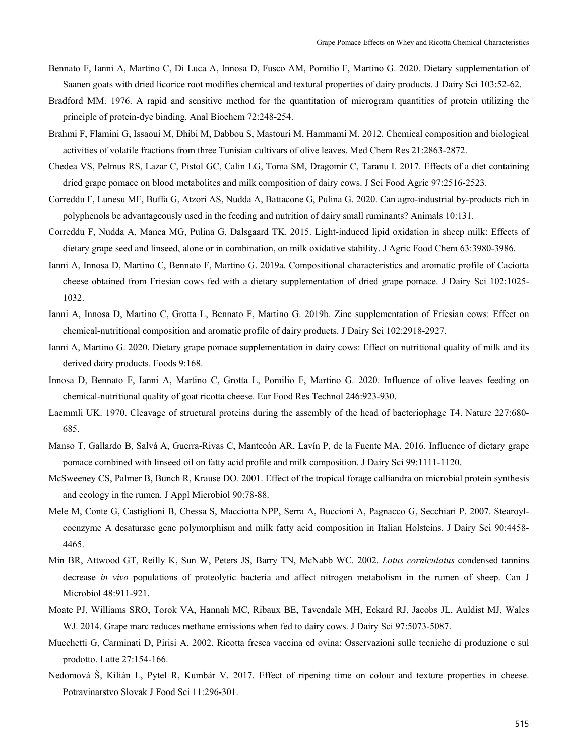Bennato F, Ianni A, Martino C, Di Luca A, Innosa D, Fusco AM, Pomilio F, Martino G. 2020. Dietary supplementation of Saanen goats with dried licorice root modifies chemical and textural properties of dairy products. J Dairy Sci 103:52-62.

Bradford MM. 1976. A rapid and sensitive method for the quantitation of microgram quantities of protein utilizing the principle of protein-dye binding. Anal Biochem 72:248-254.

Brahmi F, Flamini G, Issaoui M, Dhibi M, Dabbou S, Mastouri M, Hammami M. 2012. Chemical composition and biological activities of volatile fractions from three Tunisian cultivars of olive leaves. Med Chem Res 21:2863-2872.

Chedea VS, Pelmus RS, Lazar C, Pistol GC, Calin LG, Toma SM, Dragomir C, Taranu I. 2017. Effects of a diet containing dried grape pomace on blood metabolites and milk composition of dairy cows. J Sci Food Agric 97:2516-2523.

Correddu F, Lunesu MF, Buffa G, Atzori AS, Nudda A, Battacone G, Pulina G. 2020. Can agro-industrial by-products rich in polyphenols be advantageously used in the feeding and nutrition of dairy small ruminants? Animals 10:131.

Correddu F, Nudda A, Manca MG, Pulina G, Dalsgaard TK. 2015. Light-induced lipid oxidation in sheep milk: Effects of dietary grape seed and linseed, alone or in combination, on milk oxidative stability. J Agric Food Chem 63:3980-3986.

Ianni A, Innosa D, Martino C, Bennato F, Martino G. 2019a. Compositional characteristics and aromatic profile of Caciotta cheese obtained from Friesian cows fed with a dietary supplementation of dried grape pomace. J Dairy Sci 102:1025-1032.

Ianni A, Innosa D, Martino C, Grotta L, Bennato F, Martino G. 2019b. Zinc supplementation of Friesian cows: Effect on chemical-nutritional composition and aromatic profile of dairy products. J Dairy Sci 102:2918-2927.

Ianni A, Martino G. 2020. Dietary grape pomace supplementation in dairy cows: Effect on nutritional quality of milk and its derived dairy products. Foods 9:168.

Innosa D, Bennato F, Ianni A, Martino C, Grotta L, Pomilio F, Martino G. 2020. Influence of olive leaves feeding on chemical-nutritional quality of goat ricotta cheese. Eur Food Res Technol 246:923-930.

Laemmli UK. 1970. Cleavage of structural proteins during the assembly of the head of bacteriophage T4. Nature 227:680-685.

Manso T, Gallardo B, Salvá A, Guerra-Rivas C, Mantecón AR, Lavín P, de la Fuente MA. 2016. Influence of dietary grape pomace combined with linseed oil on fatty acid profile and milk composition. J Dairy Sci 99:1111-1120.

McSweeney CS, Palmer B, Bunch R, Krause DO. 2001. Effect of the tropical forage calliandra on microbial protein synthesis and ecology in the rumen. J Appl Microbiol 90:78-88.

Mele M, Conte G, Castiglioni B, Chessa S, Macciotta NPP, Serra A, Buccioni A, Pagnacco G, Secchiari P. 2007. Stearoyl-coenzyme A desaturase gene polymorphism and milk fatty acid composition in Italian Holsteins. J Dairy Sci 90:4458-4465.

Min BR, Attwood GT, Reilly K, Sun W, Peters JS, Barry TN, McNabb WC. 2002. *Lotus corniculatus* condensed tannins decrease *in vivo* populations of proteolytic bacteria and affect nitrogen metabolism in the rumen of sheep. Can J Microbiol 48:911-921.

Moate PJ, Williams SRO, Torok VA, Hannah MC, Ribaux BE, Tavendale MH, Eckard RJ, Jacobs JL, Auldist MJ, Wales WJ. 2014. Grape marc reduces methane emissions when fed to dairy cows. J Dairy Sci 97:5073-5087.

Mucchetti G, Carminati D, Pirisi A. 2002. Ricotta fresca vaccina ed ovina: Osservazioni sulle tecniche di produzione e sul prodotto. Latte 27:154-166.

Nedomová Š, Kilián L, Pytel R, Kumbár V. 2017. Effect of ripening time on colour and texture properties in cheese. Potravinarstvo Slovak J Food Sci 11:296-301.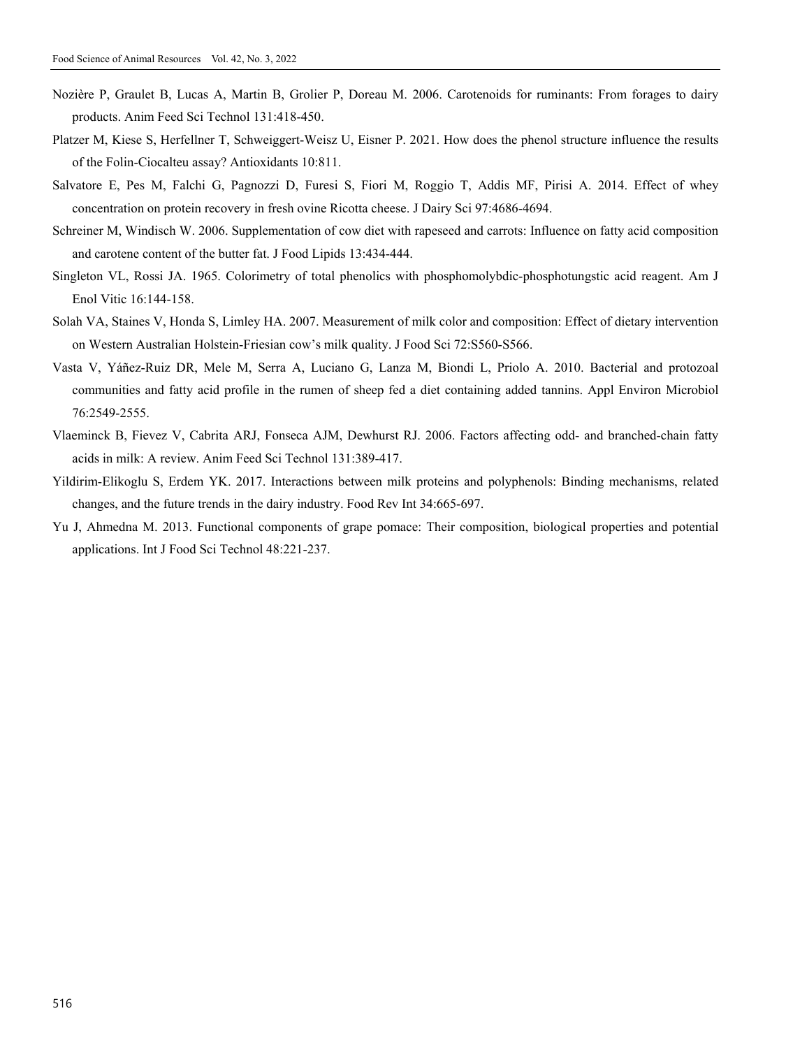Nozière P, Graulet B, Lucas A, Martin B, Grolier P, Doreau M. 2006. Carotenoids for ruminants: From forages to dairy products. Anim Feed Sci Technol 131:418-450.

Platzer M, Kiese S, Herfellner T, Schweiggert-Weisz U, Eisner P. 2021. How does the phenol structure influence the results of the Folin-Ciocalteu assay? Antioxidants 10:811.

Salvatore E, Pes M, Falchi G, Pagnozzi D, Furesi S, Fiori M, Roggio T, Addis MF, Pirisi A. 2014. Effect of whey concentration on protein recovery in fresh ovine Ricotta cheese. J Dairy Sci 97:4686-4694.

Schreiner M, Windisch W. 2006. Supplementation of cow diet with rapeseed and carrots: Influence on fatty acid composition and carotene content of the butter fat. J Food Lipids 13:434-444.

Singleton VL, Rossi JA. 1965. Colorimetry of total phenolics with phosphomolybdic-phosphotungstic acid reagent. Am J Enol Vitic 16:144-158.

Solah VA, Staines V, Honda S, Limley HA. 2007. Measurement of milk color and composition: Effect of dietary intervention on Western Australian Holstein-Friesian cow's milk quality. J Food Sci 72:S560-S566.

Vasta V, Yáñez-Ruiz DR, Mele M, Serra A, Luciano G, Lanza M, Biondi L, Priolo A. 2010. Bacterial and protozoal communities and fatty acid profile in the rumen of sheep fed a diet containing added tannins. Appl Environ Microbiol 76:2549-2555.

Vlaeminck B, Fievez V, Cabrita ARJ, Fonseca AJM, Dewhurst RJ. 2006. Factors affecting odd- and branched-chain fatty acids in milk: A review. Anim Feed Sci Technol 131:389-417.

Yildirim-Elikoglu S, Erdem YK. 2017. Interactions between milk proteins and polyphenols: Binding mechanisms, related changes, and the future trends in the dairy industry. Food Rev Int 34:665-697.

Yu J, Ahmedna M. 2013. Functional components of grape pomace: Their composition, biological properties and potential applications. Int J Food Sci Technol 48:221-237.